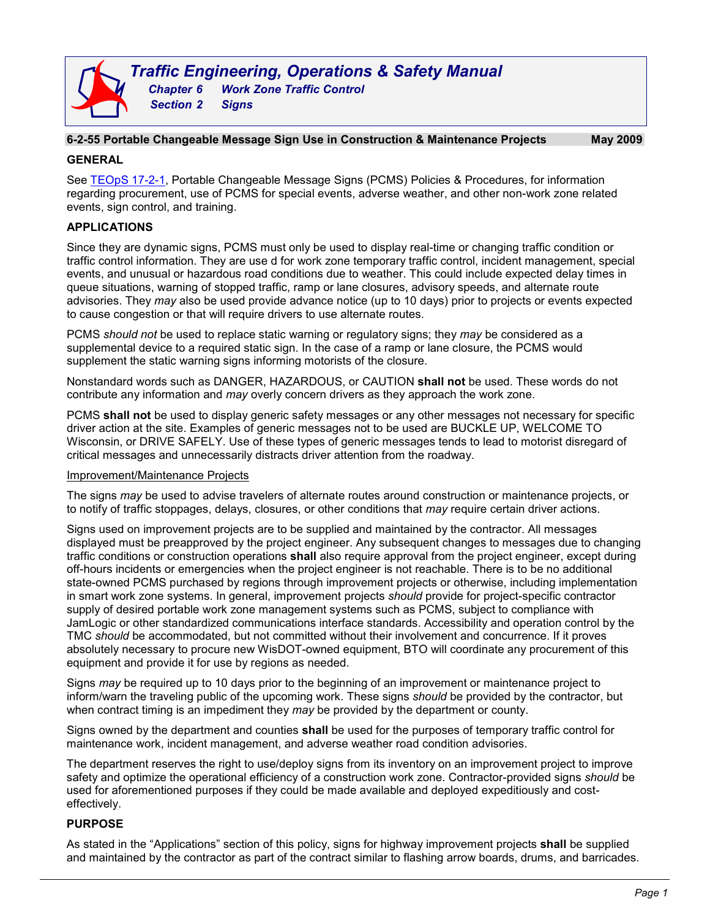# Traffic Engineering, Operations & Safety Manual

**Chapter 6 Work Zone Traffic Control**

**Section 2 Signs**

## 6-2-55 Portable Changeable Message Sign Use in Construction & Maintenance Projects — May 2009

### GENERAL

See [TEOpS 17-2-1](TEOpS 17-2-1), Portable Changeable Message Signs (PCMS) Policies & Procedures, for information regarding procurement, use of PCMS for special events, adverse weather, and other non-work zone related events, sign control, and training.

### APPLICATIONS

Since they are dynamic signs, PCMS must only be used to display real-time or changing traffic condition or traffic control information. They are use d for work zone temporary traffic control, incident management, special events, and unusual or hazardous road conditions due to weather. This could include expected delay times in queue situations, warning of stopped traffic, ramp or lane closures, advisory speeds, and alternate route advisories. They *may* also be used provide advance notice (up to 10 days) prior to projects or events expected to cause congestion or that will require drivers to use alternate routes.

PCMS *should not* be used to replace static warning or regulatory signs; they *may* be considered as a supplemental device to a required static sign. In the case of a ramp or lane closure, the PCMS would supplement the static warning signs informing motorists of the closure.

Nonstandard words such as DANGER, HAZARDOUS, or CAUTION **shall not** be used. These words do not contribute any information and *may* overly concern drivers as they approach the work zone.

PCMS **shall not** be used to display generic safety messages or any other messages not necessary for specific driver action at the site. Examples of generic messages not to be used are BUCKLE UP, WELCOME TO Wisconsin, or DRIVE SAFELY. Use of these types of generic messages tends to lead to motorist disregard of critical messages and unnecessarily distracts driver attention from the roadway.

<u>Improvement/Maintenance Projects</u>

The signs *may* be used to advise travelers of alternate routes around construction or maintenance projects, or to notify of traffic stoppages, delays, closures, or other conditions that *may* require certain driver actions.

Signs used on improvement projects are to be supplied and maintained by the contractor. All messages displayed must be preapproved by the project engineer. Any subsequent changes to messages due to changing traffic conditions or construction operations **shall** also require approval from the project engineer, except during off-hours incidents or emergencies when the project engineer is not reachable. There is to be no additional state-owned PCMS purchased by regions through improvement projects or otherwise, including implementation in smart work zone systems. In general, improvement projects *should* provide for project-specific contractor supply of desired portable work zone management systems such as PCMS, subject to compliance with JamLogic or other standardized communications interface standards. Accessibility and operation control by the TMC *should* be accommodated, but not committed without their involvement and concurrence. If it proves absolutely necessary to procure new WisDOT-owned equipment, BTO will coordinate any procurement of this equipment and provide it for use by regions as needed.

Signs *may* be required up to 10 days prior to the beginning of an improvement or maintenance project to inform/warn the traveling public of the upcoming work. These signs *should* be provided by the contractor, but when contract timing is an impediment they *may* be provided by the department or county.

Signs owned by the department and counties **shall** be used for the purposes of temporary traffic control for maintenance work, incident management, and adverse weather road condition advisories.

The department reserves the right to use/deploy signs from its inventory on an improvement project to improve safety and optimize the operational efficiency of a construction work zone. Contractor-provided signs *should* be used for aforementioned purposes if they could be made available and deployed expeditiously and cost-effectively.

### PURPOSE

As stated in the "Applications" section of this policy, signs for highway improvement projects **shall** be supplied and maintained by the contractor as part of the contract similar to flashing arrow boards, drums, and barricades.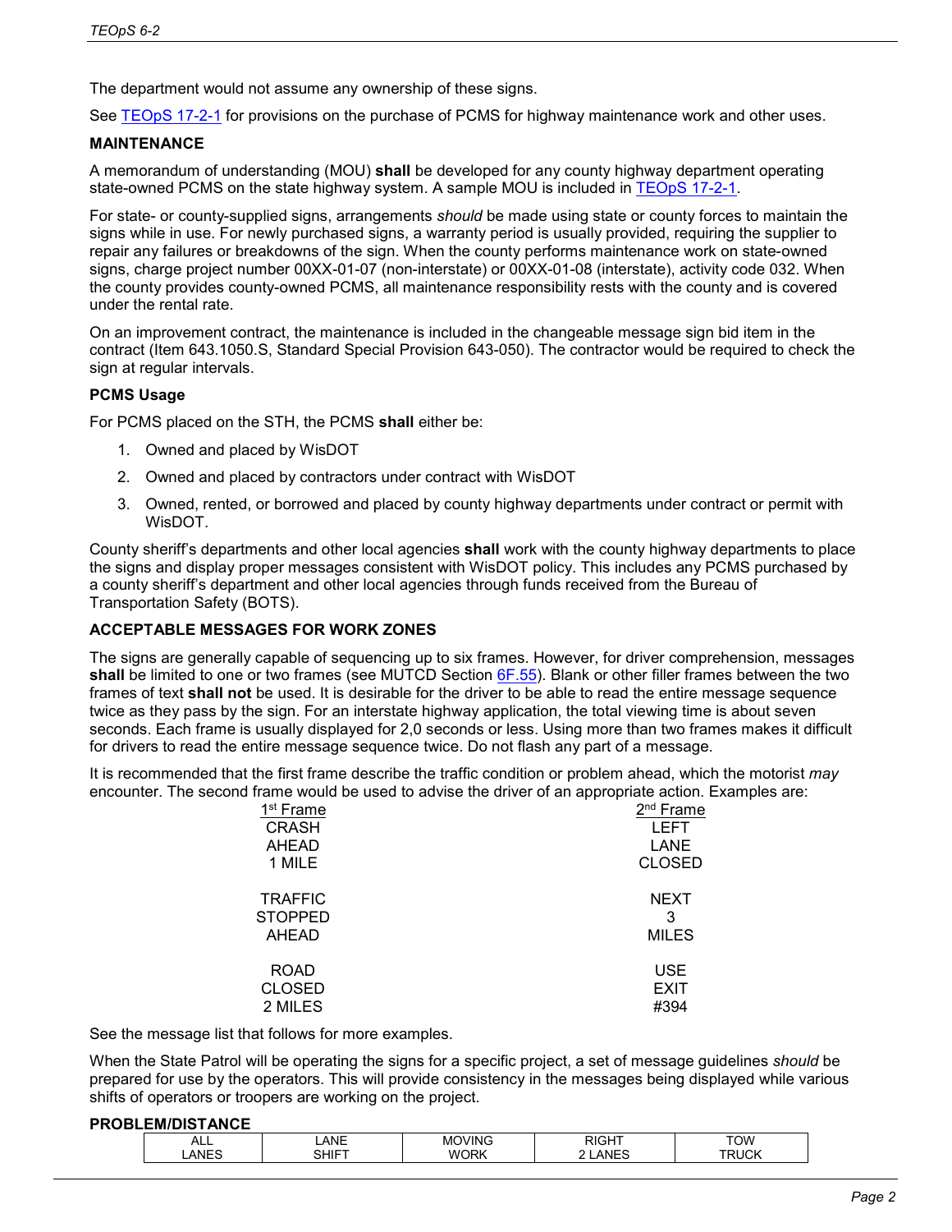The department would not assume any ownership of these signs.

See TEOpS 17-2-1 for provisions on the purchase of PCMS for highway maintenance work and other uses.

### MAINTENANCE

A memorandum of understanding (MOU) **shall** be developed for any county highway department operating state-owned PCMS on the state highway system. A sample MOU is included in TEOpS 17-2-1.

For state- or county-supplied signs, arrangements *should* be made using state or county forces to maintain the signs while in use. For newly purchased signs, a warranty period is usually provided, requiring the supplier to repair any failures or breakdowns of the sign. When the county performs maintenance work on state-owned signs, charge project number 00XX-01-07 (non-interstate) or 00XX-01-08 (interstate), activity code 032. When the county provides county-owned PCMS, all maintenance responsibility rests with the county and is covered under the rental rate.

On an improvement contract, the maintenance is included in the changeable message sign bid item in the contract (Item 643.1050.S, Standard Special Provision 643-050). The contractor would be required to check the sign at regular intervals.

### PCMS Usage

For PCMS placed on the STH, the PCMS **shall** either be:

1. Owned and placed by WisDOT
2. Owned and placed by contractors under contract with WisDOT
3. Owned, rented, or borrowed and placed by county highway departments under contract or permit with WisDOT.

County sheriff's departments and other local agencies **shall** work with the county highway departments to place the signs and display proper messages consistent with WisDOT policy. This includes any PCMS purchased by a county sheriff's department and other local agencies through funds received from the Bureau of Transportation Safety (BOTS).

### ACCEPTABLE MESSAGES FOR WORK ZONES

The signs are generally capable of sequencing up to six frames. However, for driver comprehension, messages **shall** be limited to one or two frames (see MUTCD Section 6F.55). Blank or other filler frames between the two frames of text **shall not** be used. It is desirable for the driver to be able to read the entire message sequence twice as they pass by the sign. For an interstate highway application, the total viewing time is about seven seconds. Each frame is usually displayed for 2,0 seconds or less. Using more than two frames makes it difficult for drivers to read the entire message sequence twice. Do not flash any part of a message.

It is recommended that the first frame describe the traffic condition or problem ahead, which the motorist *may* encounter. The second frame would be used to advise the driver of an appropriate action. Examples are:

| 1st Frame | 2nd Frame |
|---|---|
| CRASH AHEAD 1 MILE | LEFT LANE CLOSED |
| TRAFFIC STOPPED AHEAD | NEXT 3 MILES |
| ROAD CLOSED 2 MILES | USE EXIT #394 |

See the message list that follows for more examples.

When the State Patrol will be operating the signs for a specific project, a set of message guidelines *should* be prepared for use by the operators. This will provide consistency in the messages being displayed while various shifts of operators or troopers are working on the project.

### PROBLEM/DISTANCE

| ALL LANES | LANE SHIFT | MOVING WORK | RIGHT 2 LANES | TOW TRUCK |
|---|---|---|---|---|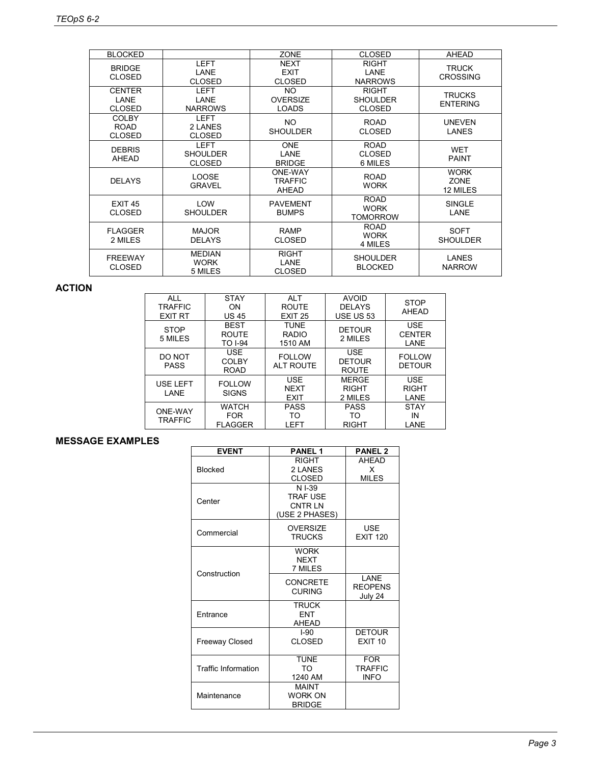| BLOCKED | | ZONE | CLOSED | AHEAD |
|---|---|---|---|---|
| BRIDGE CLOSED | LEFT LANE CLOSED | NEXT EXIT CLOSED | RIGHT LANE NARROWS | TRUCK CROSSING |
| CENTER LANE CLOSED | LEFT LANE NARROWS | NO OVERSIZE LOADS | RIGHT SHOULDER CLOSED | TRUCKS ENTERING |
| COLBY ROAD CLOSED | LEFT 2 LANES CLOSED | NO SHOULDER | ROAD CLOSED | UNEVEN LANES |
| DEBRIS AHEAD | LEFT SHOULDER CLOSED | ONE LANE BRIDGE | ROAD CLOSED 6 MILES | WET PAINT |
| DELAYS | LOOSE GRAVEL | ONE-WAY TRAFFIC AHEAD | ROAD WORK | WORK ZONE 12 MILES |
| EXIT 45 CLOSED | LOW SHOULDER | PAVEMENT BUMPS | ROAD WORK TOMORROW | SINGLE LANE |
| FLAGGER 2 MILES | MAJOR DELAYS | RAMP CLOSED | ROAD WORK 4 MILES | SOFT SHOULDER |
| FREEWAY CLOSED | MEDIAN WORK 5 MILES | RIGHT LANE CLOSED | SHOULDER BLOCKED | LANES NARROW |

## ACTION

| | | | | |
|---|---|---|---|---|
| ALL TRAFFIC EXIT RT | STAY ON US 45 | ALT ROUTE EXIT 25 | AVOID DELAYS USE US 53 | STOP AHEAD |
| STOP 5 MILES | BEST ROUTE TO I-94 | TUNE RADIO 1510 AM | DETOUR 2 MILES | USE CENTER LANE |
| DO NOT PASS | USE COLBY ROAD | FOLLOW ALT ROUTE | USE DETOUR ROUTE | FOLLOW DETOUR |
| USE LEFT LANE | FOLLOW SIGNS | USE NEXT EXIT | MERGE RIGHT 2 MILES | USE RIGHT LANE |
| ONE-WAY TRAFFIC | WATCH FOR FLAGGER | PASS TO LEFT | PASS TO RIGHT | STAY IN LANE |

## MESSAGE EXAMPLES

| EVENT | PANEL 1 | PANEL 2 |
|---|---|---|
| Blocked | RIGHT 2 LANES CLOSED | AHEAD X MILES |
| Center | N I-39 TRAF USE CNTR LN (USE 2 PHASES) | |
| Commercial | OVERSIZE TRUCKS | USE EXIT 120 |
| Construction | WORK NEXT 7 MILES | |
| | CONCRETE CURING | LANE REOPENS July 24 |
| Entrance | TRUCK ENT AHEAD | |
| Freeway Closed | I-90 CLOSED | DETOUR EXIT 10 |
| Traffic Information | TUNE TO 1240 AM | FOR TRAFFIC INFO |
| Maintenance | MAINT WORK ON BRIDGE | |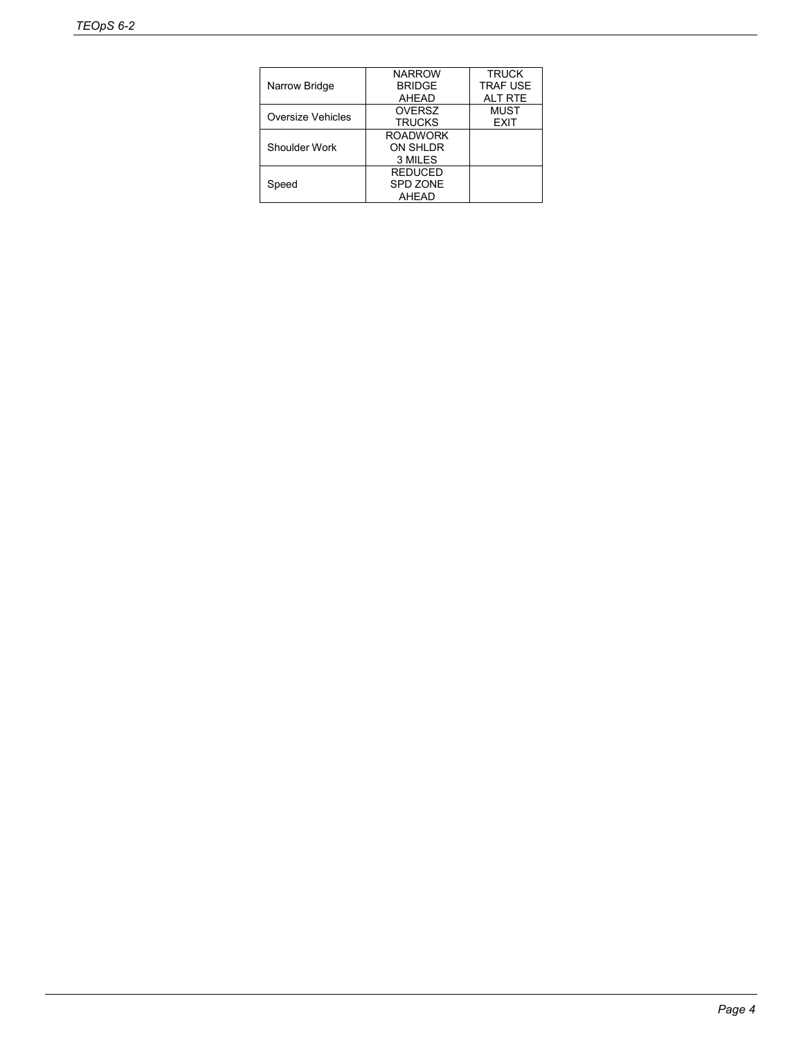| | | |
|---|---|---|
| Narrow Bridge | NARROW BRIDGE AHEAD | TRUCK TRAF USE ALT RTE |
| Oversize Vehicles | OVERSZ TRUCKS | MUST EXIT |
| Shoulder Work | ROADWORK ON SHLDR 3 MILES | |
| Speed | REDUCED SPD ZONE AHEAD | |